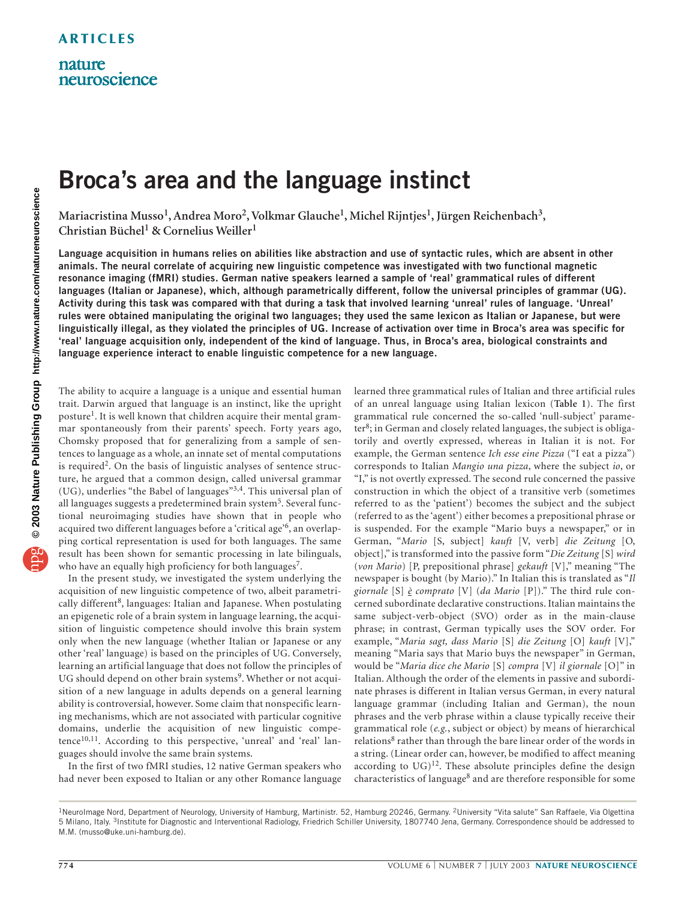ARTICLES

# Broca's area and the language instinct

Mariacristina Musso[1], Andrea Moro[2], Volkmar Glauche[1], Michel Rijntjes[1], Jürgen Reichenbach[3], Christian Büchel[1] & Cornelius Weiller[1]

**Language acquisition in humans relies on abilities like abstraction and use of syntactic rules, which are absent in other animals. The neural correlate of acquiring new linguistic competence was investigated with two functional magnetic resonance imaging (fMRI) studies. German native speakers learned a sample of 'real' grammatical rules of different languages (Italian or Japanese), which, although parametrically different, follow the universal principles of grammar (UG). Activity during this task was compared with that during a task that involved learning 'unreal' rules of language. 'Unreal' rules were obtained manipulating the original two languages; they used the same lexicon as Italian or Japanese, but were linguistically illegal, as they violated the principles of UG. Increase of activation over time in Broca's area was specific for 'real' language acquisition only, independent of the kind of language. Thus, in Broca's area, biological constraints and language experience interact to enable linguistic competence for a new language.**

The ability to acquire a language is a unique and essential human trait. Darwin argued that language is an instinct, like the upright posture[1]. It is well known that children acquire their mental grammar spontaneously from their parents' speech. Forty years ago, Chomsky proposed that for generalizing from a sample of sentences to language as a whole, an innate set of mental computations is required[2]. On the basis of linguistic analyses of sentence structure, he argued that a common design, called universal grammar (UG), underlies "the Babel of languages"[3,4]. This universal plan of all languages suggests a predetermined brain system[5]. Several functional neuroimaging studies have shown that in people who acquired two different languages before a 'critical age'[6], an overlapping cortical representation is used for both languages. The same result has been shown for semantic processing in late bilinguals, who have an equally high proficiency for both languages[7].

In the present study, we investigated the system underlying the acquisition of new linguistic competence of two, albeit parametrically different[8], languages: Italian and Japanese. When postulating an epigenetic role of a brain system in language learning, the acquisition of linguistic competence should involve this brain system only when the new language (whether Italian or Japanese or any other 'real' language) is based on the principles of UG. Conversely, learning an artificial language that does not follow the principles of UG should depend on other brain systems[9]. Whether or not acquisition of a new language in adults depends on a general learning ability is controversial, however. Some claim that nonspecific learning mechanisms, which are not associated with particular cognitive domains, underlie the acquisition of new linguistic competence[10,11]. According to this perspective, 'unreal' and 'real' languages should involve the same brain systems.

In the first of two fMRI studies, 12 native German speakers who had never been exposed to Italian or any other Romance language learned three grammatical rules of Italian and three artificial rules of an unreal language using Italian lexicon (**Table 1**). The first grammatical rule concerned the so-called 'null-subject' parameter[8]; in German and closely related languages, the subject is obligatorily and overtly expressed, whereas in Italian it is not. For example, the German sentence *Ich esse eine Pizza* ("I eat a pizza") corresponds to Italian *Mangio una pizza*, where the subject *io*, or "I," is not overtly expressed. The second rule concerned the passive construction in which the object of a transitive verb (sometimes referred to as the 'patient') becomes the subject and the subject (referred to as the 'agent') either becomes a prepositional phrase or is suspended. For the example "Mario buys a newspaper," or in German, "*Mario* [S, subject] *kauft* [V, verb] *die Zeitung* [O, object]," is transformed into the passive form "*Die Zeitung* [S] *wird* (*von Mario*) [P, prepositional phrase] *gekauft* [V]," meaning "The newspaper is bought (by Mario)." In Italian this is translated as "*Il giornale* [S] *è comprato* [V] (*da Mario* [P])." The third rule concerned subordinate declarative constructions. Italian maintains the same subject-verb-object (SVO) order as in the main-clause phrase; in contrast, German typically uses the SOV order. For example, "*Maria sagt, dass Mario* [S] *die Zeitung* [O] *kauft* [V]," meaning "Maria says that Mario buys the newspaper" in German, would be "*Maria dice che Mario* [S] *compra* [V] *il giornale* [O]" in Italian. Although the order of the elements in passive and subordinate phrases is different in Italian versus German, in every natural language grammar (including Italian and German), the noun phrases and the verb phrase within a clause typically receive their grammatical role (*e.g.*, subject or object) by means of hierarchical relations[8] rather than through the bare linear order of the words in a string. (Linear order can, however, be modified to affect meaning according to UG)[12]. These absolute principles define the design characteristics of language[8] and are therefore responsible for some

[1]NeuroImage Nord, Department of Neurology, University of Hamburg, Martinistr. 52, Hamburg 20246, Germany. [2]University "Vita salute" San Raffaele, Via Olgettina 5 Milano, Italy. [3]Institute for Diagnostic and Interventional Radiology, Friedrich Schiller University, 1807740 Jena, Germany. Correspondence should be addressed to M.M. (musso@uke.uni-hamburg.de).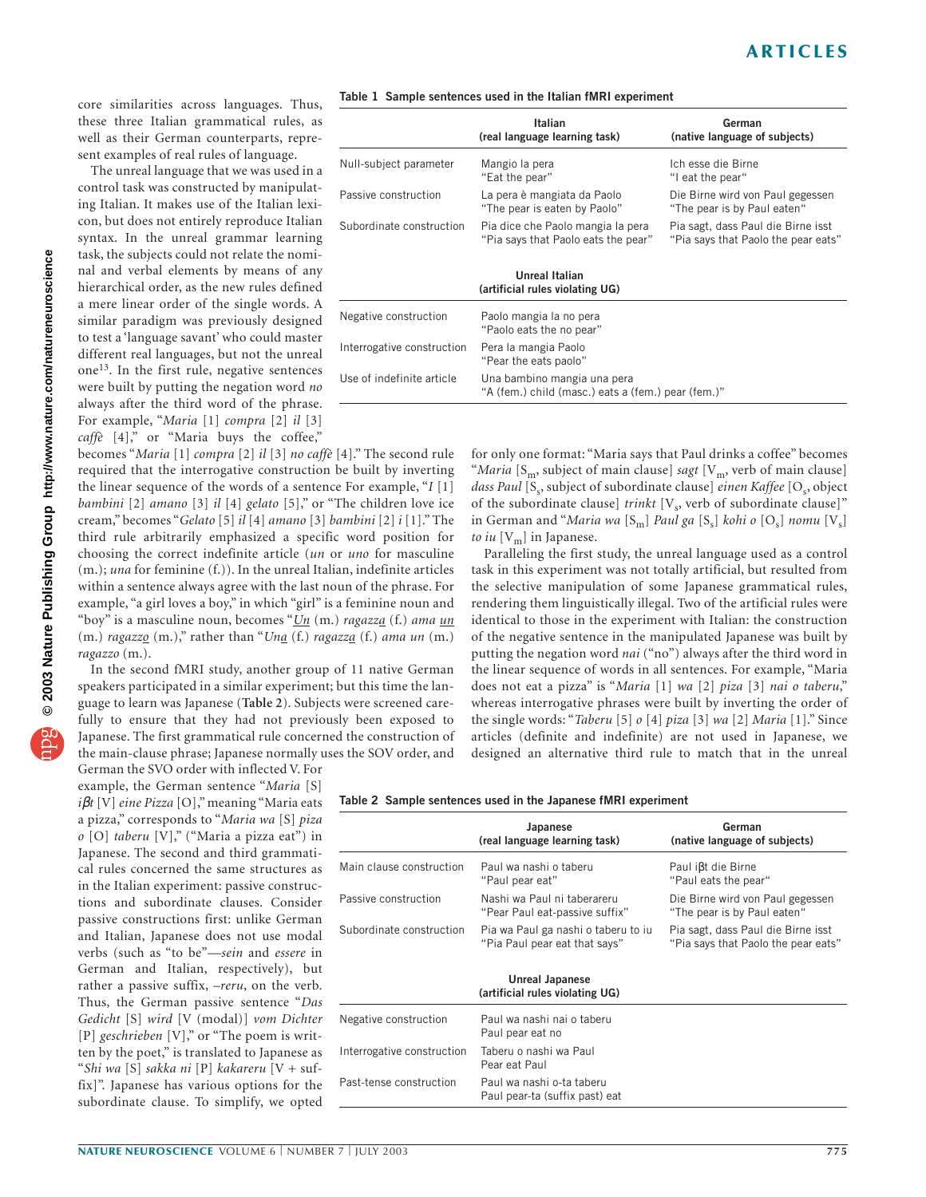core similarities across languages. Thus, these three Italian grammatical rules, as well as their German counterparts, represent examples of real rules of language.

The unreal language that we was used in a control task was constructed by manipulating Italian. It makes use of the Italian lexicon, but does not entirely reproduce Italian syntax. In the unreal grammar learning task, the subjects could not relate the nominal and verbal elements by means of any hierarchical order, as the new rules defined a mere linear order of the single words. A similar paradigm was previously designed to test a 'language savant' who could master different real languages, but not the unreal one[13]. In the first rule, negative sentences were built by putting the negation word *no* always after the third word of the phrase. For example, "*Maria* [1] *compra* [2] *il* [3] *caffè* [4]," or "Maria buys the coffee," becomes "*Maria* [1] *compra* [2] *il* [3] *no caffè* [4]." The second rule required that the interrogative construction be built by inverting the linear sequence of the words of a sentence For example, "*I* [1] *bambini* [2] *amano* [3] *il* [4] *gelato* [5]," or "The children love ice cream," becomes "*Gelato* [5] *il* [4] *amano* [3] *bambini* [2] *i* [1]." The third rule arbitrarily emphasized a specific word position for choosing the correct indefinite article (*un* or *uno* for masculine (m.); *una* for feminine (f.)). In the unreal Italian, indefinite articles within a sentence always agree with the last noun of the phrase. For example, "a girl loves a boy," in which "girl" is a feminine noun and "boy" is a masculine noun, becomes "*Un* (m.) *ragazza* (f.) *ama un* (m.) *ragazzo* (m.)," rather than "*Una* (f.) *ragazza* (f.) *ama un* (m.) *ragazzo* (m.).

**Table 1 Sample sentences used in the Italian fMRI experiment**

| | Italian (real language learning task) | German (native language of subjects) |
|---|---|---|
| Null-subject parameter | Mangio la pera<br>"Eat the pear" | Ich esse die Birne<br>"I eat the pear" |
| Passive construction | La pera è mangiata da Paolo<br>"The pear is eaten by Paolo" | Die Birne wird von Paul gegessen<br>"The pear is by Paul eaten" |
| Subordinate construction | Pia dice che Paolo mangia la pera<br>"Pia says that Paolo eats the pear" | Pia sagt, dass Paul die Birne isst<br>"Pia says that Paolo the pear eats" |
| | **Unreal Italian (artificial rules violating UG)** | |
| Negative construction | Paolo mangia la no pera<br>"Paolo eats the no pear" | |
| Interrogative construction | Pera la mangia Paolo<br>"Pear the eats paolo" | |
| Use of indefinite article | Una bambino mangia una pera<br>"A (fem.) child (masc.) eats a (fem.) pear (fem.)" | |

In the second fMRI study, another group of 11 native German speakers participated in a similar experiment; but this time the language to learn was Japanese (**Table 2**). Subjects were screened carefully to ensure that they had not previously been exposed to Japanese. The first grammatical rule concerned the construction of the main-clause phrase; Japanese normally uses the SOV order, and German the SVO order with inflected V. For example, the German sentence "*Maria* [S] *ißt* [V] *eine Pizza* [O]," meaning "Maria eats a pizza," corresponds to "*Maria wa* [S] *piza o* [O] *taberu* [V]," ("Maria a pizza eat") in Japanese. The second and third grammatical rules concerned the same structures as in the Italian experiment: passive constructions and subordinate clauses. Consider passive constructions first: unlike German and Italian, Japanese does not use modal verbs (such as "to be"—*sein* and *essere* in German and Italian, respectively), but rather a passive suffix, *–reru*, on the verb. Thus, the German passive sentence "*Das Gedicht* [S] *wird* [V (modal)] *vom Dichter* [P] *geschrieben* [V]," or "The poem is written by the poet," is translated to Japanese as "*Shi wa* [S] *sakka ni* [P] *kakareru* [V + suffix]". Japanese has various options for the subordinate clause. To simplify, we opted for only one format: "Maria says that Paul drinks a coffee" becomes "*Maria* [$S_m$, subject of main clause] *sagt* [$V_m$, verb of main clause] *dass Paul* [$S_s$, subject of subordinate clause] *einen Kaffee* [$O_s$, object of the subordinate clause] *trinkt* [$V_s$, verb of subordinate clause]" in German and "*Maria wa* [$S_m$] *Paul ga* [$S_s$] *kohi o* [$O_s$] *nomu* [$V_s$] *to iu* [$V_m$] in Japanese.

Paralleling the first study, the unreal language used as a control task in this experiment was not totally artificial, but resulted from the selective manipulation of some Japanese grammatical rules, rendering them linguistically illegal. Two of the artificial rules were identical to those in the experiment with Italian: the construction of the negative sentence in the manipulated Japanese was built by putting the negation word *nai* ("no") always after the third word in the linear sequence of words in all sentences. For example, "Maria does not eat a pizza" is "*Maria* [1] *wa* [2] *piza* [3] *nai o taberu*," whereas interrogative phrases were built by inverting the order of the single words: "*Taberu* [5] *o* [4] *piza* [3] *wa* [2] *Maria* [1]." Since articles (definite and indefinite) are not used in Japanese, we designed an alternative third rule to match that in the unreal

**Table 2 Sample sentences used in the Japanese fMRI experiment**

| | Japanese (real language learning task) | German (native language of subjects) |
|---|---|---|
| Main clause construction | Paul wa nashi o taberu<br>"Paul pear eat" | Paul ißt die Birne<br>"Paul eats the pear" |
| Passive construction | Nashi wa Paul ni taberareru<br>"Pear Paul eat-passive suffix" | Die Birne wird von Paul gegessen<br>"The pear is by Paul eaten" |
| Subordinate construction | Pia wa Paul ga nashi o taberu to iu<br>"Pia Paul pear eat that says" | Pia sagt, dass Paul die Birne isst<br>"Pia says that Paolo the pear eats" |
| | **Unreal Japanese (artificial rules violating UG)** | |
| Negative construction | Paul wa nashi nai o taberu<br>Paul pear eat no | |
| Interrogative construction | Taberu o nashi wa Paul<br>Pear eat Paul | |
| Past-tense construction | Paul wa nashi o-ta taberu<br>Paul pear-ta (suffix past) eat | |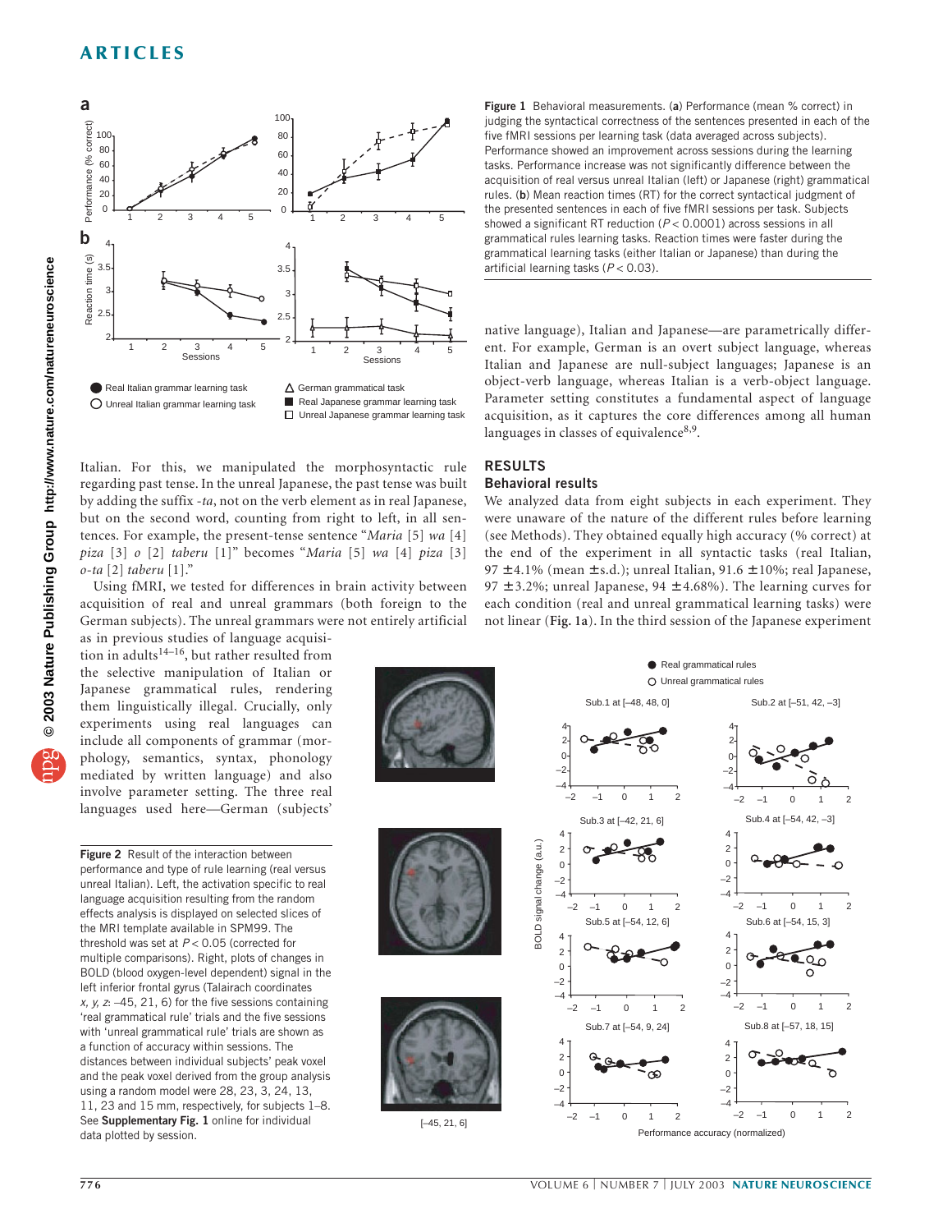Figure 1 Behavioral measurements. (**a**) Performance (mean % correct) in judging the syntactical correctness of the sentences presented in each of the five fMRI sessions per learning task (data averaged across subjects). Performance showed an improvement across sessions during the learning tasks. Performance increase was not significantly different between the acquisition of real versus unreal Italian (left) or Japanese (right) grammatical rules. (**b**) Mean reaction times (RT) for the correct syntactical judgment of the presented sentences in each of five fMRI sessions per task. Subjects showed a significant RT reduction ($P < 0.0001$) across sessions in all grammatical rules learning tasks. Reaction times were faster during the grammatical learning tasks (either Italian or Japanese) than during the artificial learning tasks ($P < 0.03$).

Italian. For this, we manipulated the morphosyntactic rule regarding past tense. In the unreal Japanese, the past tense was built by adding the suffix *-ta*, not on the verb element as in real Japanese, but on the second word, counting from right to left, in all sentences. For example, the present-tense sentence "*Maria* [5] *wa* [4] *piza* [3] *o* [2] *taberu* [1]" becomes "*Maria* [5] *wa* [4] *piza* [3] *o-ta* [2] *taberu* [1]."

Using fMRI, we tested for differences in brain activity between acquisition of real and unreal grammars (both foreign to the German subjects). The unreal grammars were not entirely artificial as in previous studies of language acquisition in adults[14–16], but rather resulted from the selective manipulation of Italian or Japanese grammatical rules, rendering them linguistically illegal. Crucially, only experiments using real languages can include all components of grammar (morphology, semantics, syntax, phonology mediated by written language) and also involve parameter setting. The three real languages used here—German (subjects' native language), Italian and Japanese—are parametrically different. For example, German is an overt subject language, whereas Italian and Japanese are null-subject languages; Japanese is an object-verb language, whereas Italian is a verb-object language. Parameter setting constitutes a fundamental aspect of language acquisition, as it captures the core differences among all human languages in classes of equivalence[8,9].

## RESULTS

### Behavioral results

We analyzed data from eight subjects in each experiment. They were unaware of the nature of the different rules before learning (see Methods). They obtained equally high accuracy (% correct) at the end of the experiment in all syntactic tasks (real Italian, 97 ±4.1% (mean ±s.d.); unreal Italian, 91.6 ±10%; real Japanese, 97 ±3.2%; unreal Japanese, 94 ±4.68%). The learning curves for each condition (real and unreal grammatical learning tasks) were not linear (**Fig. 1a**). In the third session of the Japanese experiment

**Figure 2** Result of the interaction between performance and type of rule learning (real versus unreal Italian). Left, the activation specific to real language acquisition resulting from the random effects analysis is displayed on selected slices of the MRI template available in SPM99. The threshold was set at $P < 0.05$ (corrected for multiple comparisons). Right, plots of changes in BOLD (blood oxygen-level dependent) signal in the left inferior frontal gyrus (Talairach coordinates $x, y, z$: –45, 21, 6) for the five sessions containing 'real grammatical rule' trials and the five sessions with 'unreal grammatical rule' trials are shown as a function of accuracy within sessions. The distances between individual subjects' peak voxel and the peak voxel derived from the group analysis using a random model were 28, 23, 3, 24, 13, 11, 23 and 15 mm, respectively, for subjects 1–8. See **Supplementary Fig. 1** online for individual data plotted by session.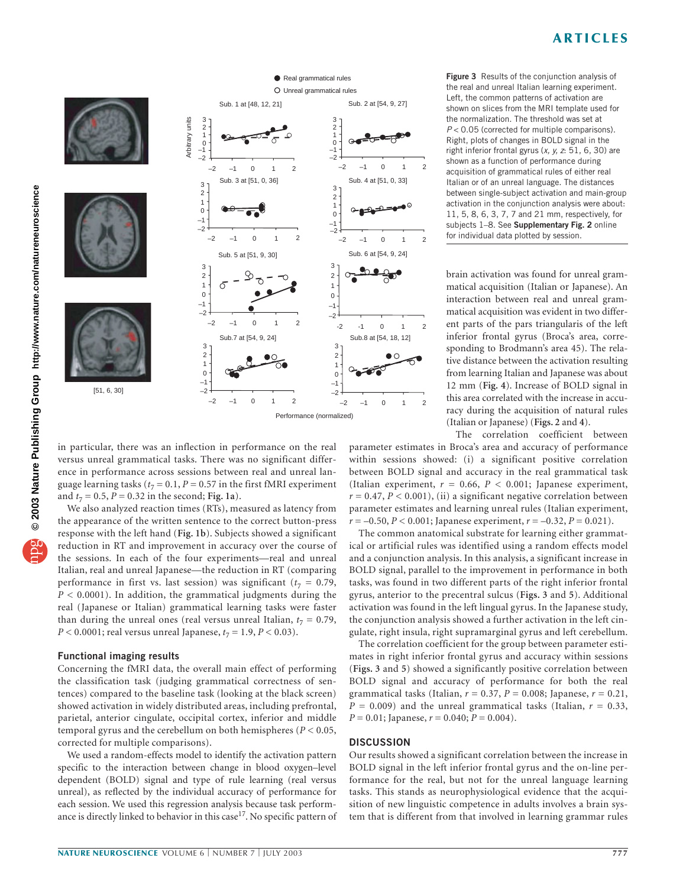Figure 3 Results of the conjunction analysis of the real and unreal Italian learning experiment. Left, the common patterns of activation are shown on slices from the MRI template used for the normalization. The threshold was set at $P < 0.05$ (corrected for multiple comparisons). Right, plots of changes in BOLD signal in the right inferior frontal gyrus (*x, y, z*: 51, 6, 30) are shown as a function of performance during acquisition of grammatical rules of either real Italian or of an unreal language. The distances between single-subject activation and main-group activation in the conjunction analysis were about: 11, 5, 8, 6, 3, 7, 7 and 21 mm, respectively, for subjects 1–8. See **Supplementary Fig. 2** online for individual data plotted by session.

in particular, there was an inflection in performance on the real versus unreal grammatical tasks. There was no significant difference in performance across sessions between real and unreal language learning tasks ($t_7 = 0.1$, $P = 0.57$ in the first fMRI experiment and $t_7 = 0.5$, $P = 0.32$ in the second; **Fig. 1a**).

We also analyzed reaction times (RTs), measured as latency from the appearance of the written sentence to the correct button-press response with the left hand (**Fig. 1b**). Subjects showed a significant reduction in RT and improvement in accuracy over the course of the sessions. In each of the four experiments—real and unreal Italian, real and unreal Japanese—the reduction in RT (comparing performance in first vs. last session) was significant ($t_7 = 0.79$, $P < 0.0001$). In addition, the grammatical judgments during the real (Japanese or Italian) grammatical learning tasks were faster than during the unreal ones (real versus unreal Italian, $t_7 = 0.79$, $P < 0.0001$; real versus unreal Japanese, $t_7 = 1.9$, $P < 0.03$).

### Functional imaging results

Concerning the fMRI data, the overall main effect of performing the classification task (judging grammatical correctness of sentences) compared to the baseline task (looking at the black screen) showed activation in widely distributed areas, including prefrontal, parietal, anterior cingulate, occipital cortex, inferior and middle temporal gyrus and the cerebellum on both hemispheres ($P < 0.05$, corrected for multiple comparisons).

We used a random-effects model to identify the activation pattern specific to the interaction between change in blood oxygen–level dependent (BOLD) signal and type of rule learning (real versus unreal), as reflected by the individual accuracy of performance for each session. We used this regression analysis because task performance is directly linked to behavior in this case[17]. No specific pattern of brain activation was found for unreal grammatical acquisition (Italian or Japanese). An interaction between real and unreal grammatical acquisition was evident in two different parts of the pars triangularis of the left inferior frontal gyrus (Broca's area, corresponding to Brodmann's area 45). The relative distance between the activation resulting from learning Italian and Japanese was about 12 mm (**Fig. 4**). Increase of BOLD signal in this area correlated with the increase in accuracy during the acquisition of natural rules (Italian or Japanese) (**Figs. 2** and **4**).

The correlation coefficient between parameter estimates in Broca's area and accuracy of performance within sessions showed: (i) a significant positive correlation between BOLD signal and accuracy in the real grammatical task (Italian experiment, $r = 0.66$, $P < 0.001$; Japanese experiment, $r = 0.47$, $P < 0.001$), (ii) a significant negative correlation between parameter estimates and learning unreal rules (Italian experiment, $r = -0.50$, $P < 0.001$; Japanese experiment, $r = -0.32$, $P = 0.021$).

The common anatomical substrate for learning either grammatical or artificial rules was identified using a random effects model and a conjunction analysis. In this analysis, a significant increase in BOLD signal, parallel to the improvement in performance in both tasks, was found in two different parts of the right inferior frontal gyrus, anterior to the precentral sulcus (**Figs. 3** and **5**). Additional activation was found in the left lingual gyrus. In the Japanese study, the conjunction analysis showed a further activation in the left cingulate, right insula, right supramarginal gyrus and left cerebellum.

The correlation coefficient for the group between parameter estimates in right inferior frontal gyrus and accuracy within sessions (**Figs. 3** and **5**) showed a significantly positive correlation between BOLD signal and accuracy of performance for both the real grammatical tasks (Italian, $r = 0.37$, $P = 0.008$; Japanese, $r = 0.21$, $P = 0.009$) and the unreal grammatical tasks (Italian, $r = 0.33$, $P = 0.01$; Japanese, $r = 0.040$; $P = 0.004$).

## DISCUSSION

Our results showed a significant correlation between the increase in BOLD signal in the left inferior frontal gyrus and the on-line performance for the real, but not for the unreal language learning tasks. This stands as neurophysiological evidence that the acquisition of new linguistic competence in adults involves a brain system that is different from that involved in learning grammar rules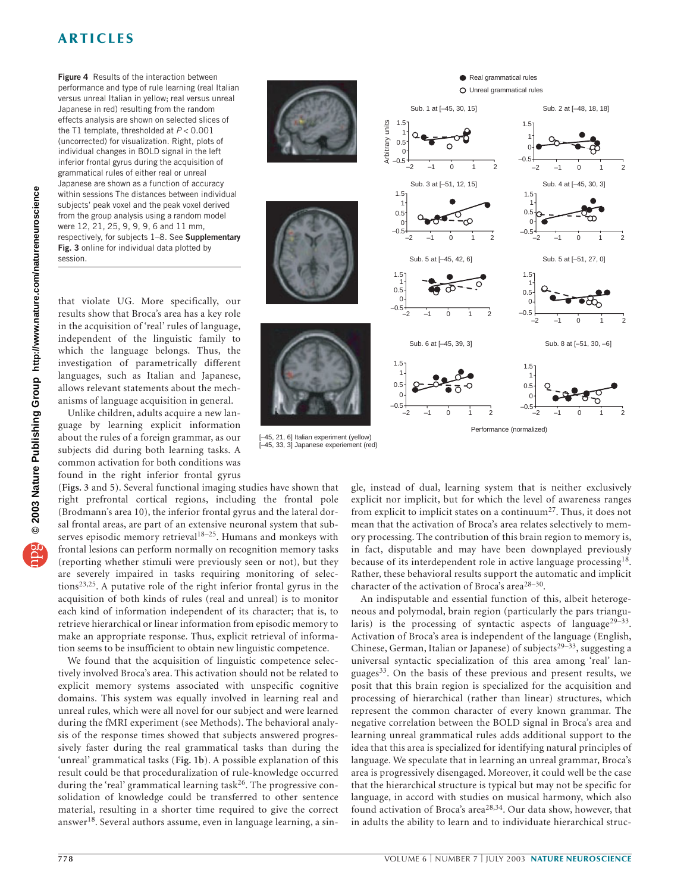**Figure 4** Results of the interaction between performance and type of rule learning (real Italian versus unreal Italian in yellow; real versus unreal Japanese in red) resulting from the random effects analysis are shown on selected slices of the T1 template, thresholded at $P < 0.001$ (uncorrected) for visualization. Right, plots of individual changes in BOLD signal in the left inferior frontal gyrus during the acquisition of grammatical rules of either real or unreal Japanese are shown as a function of accuracy within sessions The distances between individual subjects' peak voxel and the peak voxel derived from the group analysis using a random model were 12, 21, 25, 9, 9, 9, 6 and 11 mm, respectively, for subjects 1–8. See **Supplementary Fig. 3** online for individual data plotted by session.

[–45, 21, 6] Italian experiment (yellow)
[–45, 33, 3] Japanese experiement (red)

that violate UG. More specifically, our results show that Broca's area has a key role in the acquisition of 'real' rules of language, independent of the linguistic family to which the language belongs. Thus, the investigation of parametrically different languages, such as Italian and Japanese, allows relevant statements about the mechanisms of language acquisition in general.

Unlike children, adults acquire a new language by learning explicit information about the rules of a foreign grammar, as our subjects did during both learning tasks. A common activation for both conditions was found in the right inferior frontal gyrus (**Figs. 3** and **5**). Several functional imaging studies have shown that right prefrontal cortical regions, including the frontal pole (Brodmann's area 10), the inferior frontal gyrus and the lateral dorsal frontal areas, are part of an extensive neuronal system that subserves episodic memory retrieval[18–25]. Humans and monkeys with frontal lesions can perform normally on recognition memory tasks (reporting whether stimuli were previously seen or not), but they are severely impaired in tasks requiring monitoring of selections[23,25]. A putative role of the right inferior frontal gyrus in the acquisition of both kinds of rules (real and unreal) is to monitor each kind of information independent of its character; that is, to retrieve hierarchical or linear information from episodic memory to make an appropriate response. Thus, explicit retrieval of information seems to be insufficient to obtain new linguistic competence.

We found that the acquisition of linguistic competence selectively involved Broca's area. This activation should not be related to explicit memory systems associated with unspecific cognitive domains. This system was equally involved in learning real and unreal rules, which were all novel for our subject and were learned during the fMRI experiment (see Methods). The behavioral analysis of the response times showed that subjects answered progressively faster during the real grammatical tasks than during the 'unreal' grammatical tasks (**Fig. 1b**). A possible explanation of this result could be that proceduralization of rule-knowledge occurred during the 'real' grammatical learning task[26]. The progressive consolidation of knowledge could be transferred to other sentence material, resulting in a shorter time required to give the correct answer[18]. Several authors assume, even in language learning, a single, instead of dual, learning system that is neither exclusively explicit nor implicit, but for which the level of awareness ranges from explicit to implicit states on a continuum[27]. Thus, it does not mean that the activation of Broca's area relates selectively to memory processing. The contribution of this brain region to memory is, in fact, disputable and may have been downplayed previously because of its interdependent role in active language processing[18]. Rather, these behavioral results support the automatic and implicit character of the activation of Broca's area[28–30].

An indisputable and essential function of this, albeit heterogeneous and polymodal, brain region (particularly the pars triangularis) is the processing of syntactic aspects of language[29–33]. Activation of Broca's area is independent of the language (English, Chinese, German, Italian or Japanese) of subjects[29–33], suggesting a universal syntactic specialization of this area among 'real' languages[33]. On the basis of these previous and present results, we posit that this brain region is specialized for the acquisition and processing of hierarchical (rather than linear) structures, which represent the common character of every known grammar. The negative correlation between the BOLD signal in Broca's area and learning unreal grammatical rules adds additional support to the idea that this area is specialized for identifying natural principles of language. We speculate that in learning an unreal grammar, Broca's area is progressively disengaged. Moreover, it could well be the case that the hierarchical structure is typical but may not be specific for language, in accord with studies on musical harmony, which also found activation of Broca's area[28,34]. Our data show, however, that in adults the ability to learn and to individuate hierarchical struc-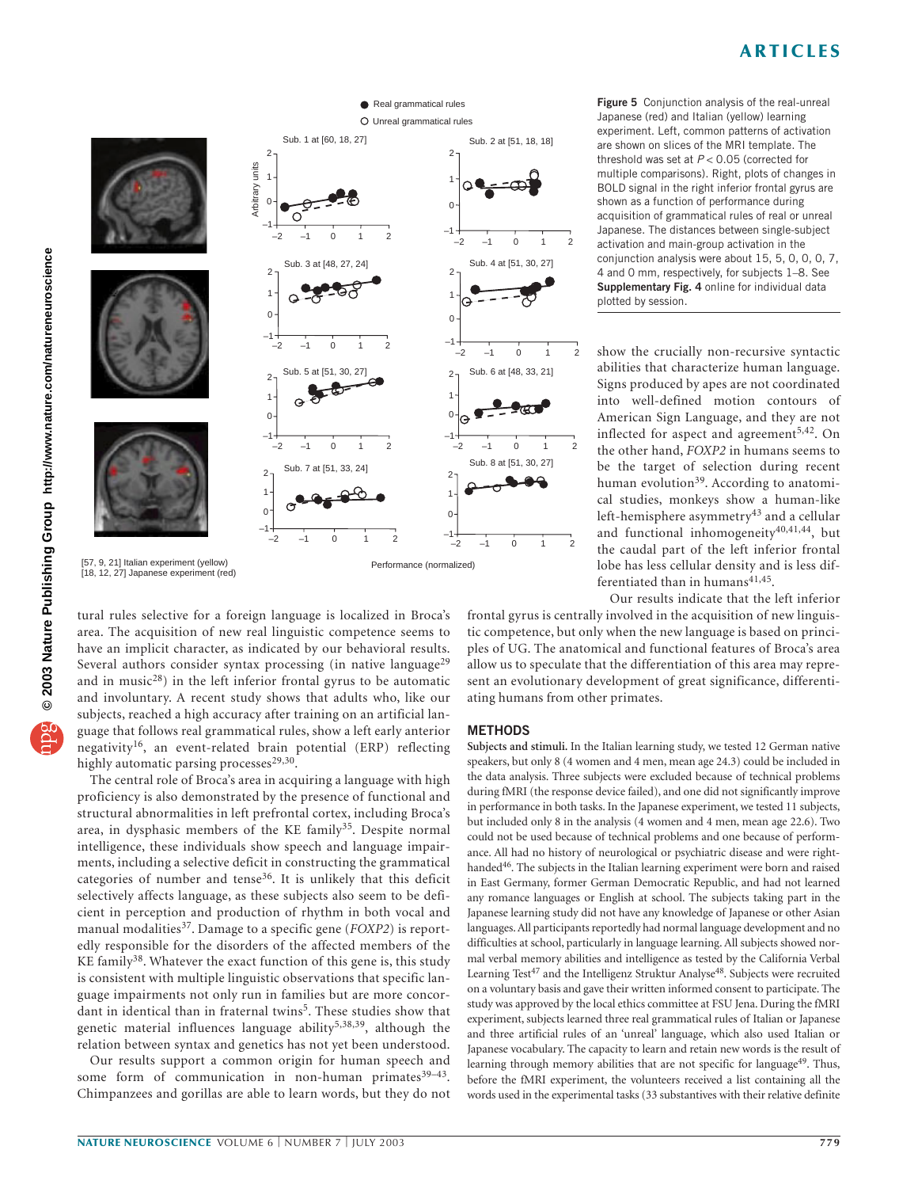**Figure 5** Conjunction analysis of the real-unreal Japanese (red) and Italian (yellow) learning experiment. Left, common patterns of activation are shown on slices of the MRI template. The threshold was set at $P < 0.05$ (corrected for multiple comparisons). Right, plots of changes in BOLD signal in the right inferior frontal gyrus are shown as a function of performance during acquisition of grammatical rules of real or unreal Japanese. The distances between single-subject activation and main-group activation in the conjunction analysis were about 15, 5, 0, 0, 0, 7, 4 and 0 mm, respectively, for subjects 1–8. See **Supplementary Fig. 4** online for individual data plotted by session.

tural rules selective for a foreign language is localized in Broca's area. The acquisition of new real linguistic competence seems to have an implicit character, as indicated by our behavioral results. Several authors consider syntax processing (in native language[29] and in music[28]) in the left inferior frontal gyrus to be automatic and involuntary. A recent study shows that adults who, like our subjects, reached a high accuracy after training on an artificial language that follows real grammatical rules, show a left early anterior negativity[16], an event-related brain potential (ERP) reflecting highly automatic parsing processes[29,30].

The central role of Broca's area in acquiring a language with high proficiency is also demonstrated by the presence of functional and structural abnormalities in left prefrontal cortex, including Broca's area, in dysphasic members of the KE family[35]. Despite normal intelligence, these individuals show speech and language impairments, including a selective deficit in constructing the grammatical categories of number and tense[36]. It is unlikely that this deficit selectively affects language, as these subjects also seem to be deficient in perception and production of rhythm in both vocal and manual modalities[37]. Damage to a specific gene (*FOXP2*) is reportedly responsible for the disorders of the affected members of the KE family[38]. Whatever the exact function of this gene is, this study is consistent with multiple linguistic observations that specific language impairments not only run in families but are more concordant in identical than in fraternal twins[5]. These studies show that genetic material influences language ability[5,38,39], although the relation between syntax and genetics has not yet been understood.

Our results support a common origin for human speech and some form of communication in non-human primates[39–43]. Chimpanzees and gorillas are able to learn words, but they do not show the crucially non-recursive syntactic abilities that characterize human language. Signs produced by apes are not coordinated into well-defined motion contours of American Sign Language, and they are not inflected for aspect and agreement[5,42]. On the other hand, *FOXP2* in humans seems to be the target of selection during recent human evolution[39]. According to anatomical studies, monkeys show a human-like left-hemisphere asymmetry[43] and a cellular and functional inhomogeneity[40,41,44], but the caudal part of the left inferior frontal lobe has less cellular density and is less differentiated than in humans[41,45].

Our results indicate that the left inferior frontal gyrus is centrally involved in the acquisition of new linguistic competence, but only when the new language is based on principles of UG. The anatomical and functional features of Broca's area allow us to speculate that the differentiation of this area may represent an evolutionary development of great significance, differentiating humans from other primates.

## METHODS

**Subjects and stimuli.** In the Italian learning study, we tested 12 German native speakers, but only 8 (4 women and 4 men, mean age 24.3) could be included in the data analysis. Three subjects were excluded because of technical problems during fMRI (the response device failed), and one did not significantly improve in performance in both tasks. In the Japanese experiment, we tested 11 subjects, but included only 8 in the analysis (4 women and 4 men, mean age 22.6). Two could not be used because of technical problems and one because of performance. All had no history of neurological or psychiatric disease and were right-handed[46]. The subjects in the Italian learning experiment were born and raised in East Germany, former German Democratic Republic, and had not learned any romance languages or English at school. The subjects taking part in the Japanese learning study did not have any knowledge of Japanese or other Asian languages. All participants reportedly had normal language development and no difficulties at school, particularly in language learning. All subjects showed normal verbal memory abilities and intelligence as tested by the California Verbal Learning Test[47] and the Intelligenz Struktur Analyse[48]. Subjects were recruited on a voluntary basis and gave their written informed consent to participate. The study was approved by the local ethics committee at FSU Jena. During the fMRI experiment, subjects learned three real grammatical rules of Italian or Japanese and three artificial rules of an 'unreal' language, which also used Italian or Japanese vocabulary. The capacity to learn and retain new words is the result of learning through memory abilities that are not specific for language[49]. Thus, before the fMRI experiment, the volunteers received a list containing all the words used in the experimental tasks (33 substantives with their relative definite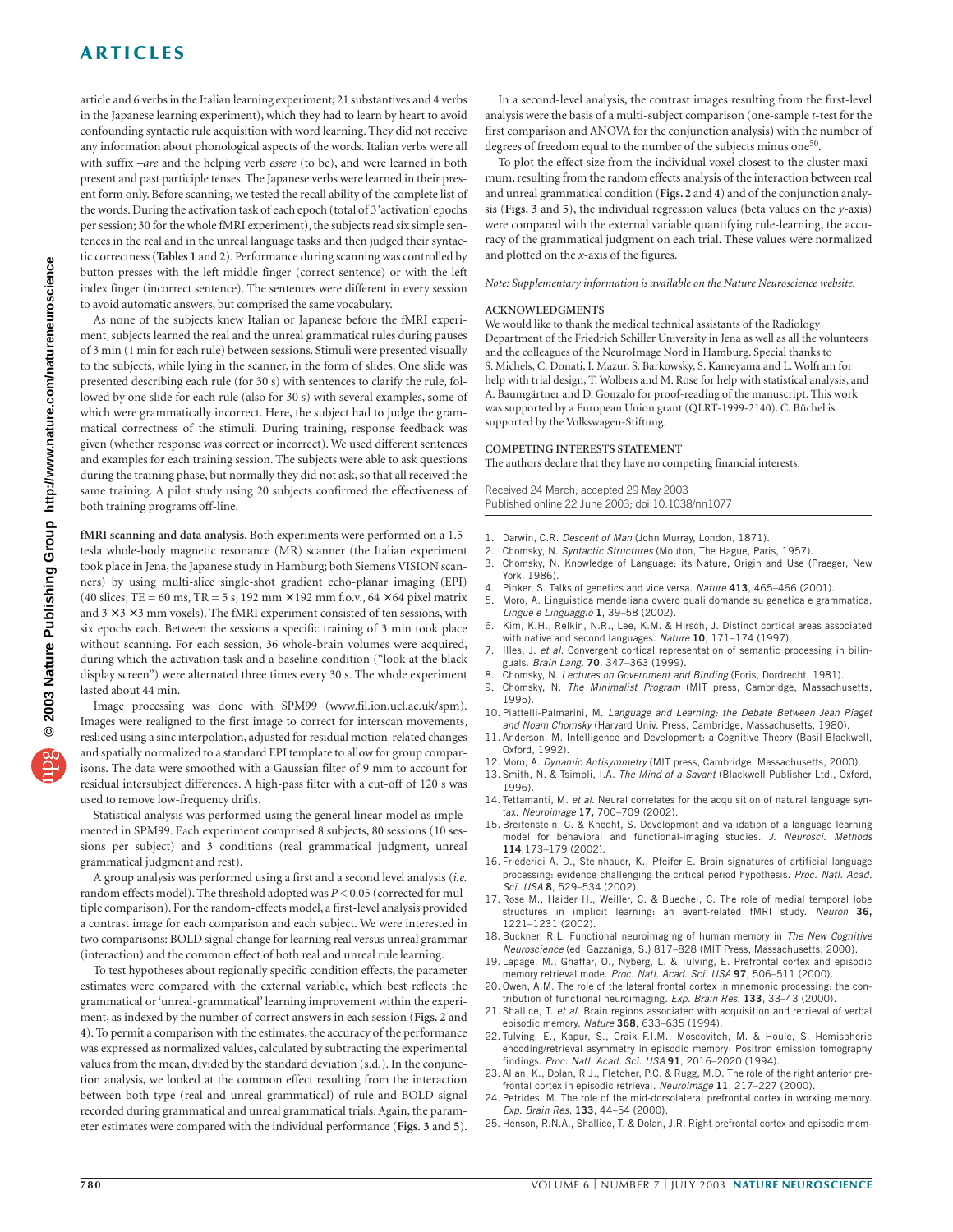article and 6 verbs in the Italian learning experiment; 21 substantives and 4 verbs in the Japanese learning experiment), which they had to learn by heart to avoid confounding syntactic rule acquisition with word learning. They did not receive any information about phonological aspects of the words. Italian verbs were all with suffix *–are* and the helping verb *essere* (to be), and were learned in both present and past participle tenses. The Japanese verbs were learned in their present form only. Before scanning, we tested the recall ability of the complete list of the words. During the activation task of each epoch (total of 3 'activation' epochs per session; 30 for the whole fMRI experiment), the subjects read six simple sentences in the real and in the unreal language tasks and then judged their syntactic correctness (**Tables 1** and **2**). Performance during scanning was controlled by button presses with the left middle finger (correct sentence) or with the left index finger (incorrect sentence). The sentences were different in every session to avoid automatic answers, but comprised the same vocabulary.

As none of the subjects knew Italian or Japanese before the fMRI experiment, subjects learned the real and the unreal grammatical rules during pauses of 3 min (1 min for each rule) between sessions. Stimuli were presented visually to the subjects, while lying in the scanner, in the form of slides. One slide was presented describing each rule (for 30 s) with sentences to clarify the rule, followed by one slide for each rule (also for 30 s) with several examples, some of which were grammatically incorrect. Here, the subject had to judge the grammatical correctness of the stimuli. During training, response feedback was given (whether response was correct or incorrect). We used different sentences and examples for each training session. The subjects were able to ask questions during the training phase, but normally they did not ask, so that all received the same training. A pilot study using 20 subjects confirmed the effectiveness of both training programs off-line.

**fMRI scanning and data analysis.** Both experiments were performed on a 1.5-tesla whole-body magnetic resonance (MR) scanner (the Italian experiment took place in Jena, the Japanese study in Hamburg; both Siemens VISION scanners) by using multi-slice single-shot gradient echo-planar imaging (EPI) (40 slices, TE = 60 ms, TR = 5 s, 192 mm × 192 mm f.o.v., 64 × 64 pixel matrix and 3 × 3 × 3 mm voxels). The fMRI experiment consisted of ten sessions, with six epochs each. Between the sessions a specific training of 3 min took place without scanning. For each session, 36 whole-brain volumes were acquired, during which the activation task and a baseline condition ("look at the black display screen") were alternated three times every 30 s. The whole experiment lasted about 44 min.

Image processing was done with SPM99 (www.fil.ion.ucl.ac.uk/spm). Images were realigned to the first image to correct for interscan movements, resliced using a sinc interpolation, adjusted for residual motion-related changes and spatially normalized to a standard EPI template to allow for group comparisons. The data were smoothed with a Gaussian filter of 9 mm to account for residual intersubject differences. A high-pass filter with a cut-off of 120 s was used to remove low-frequency drifts.

Statistical analysis was performed using the general linear model as implemented in SPM99. Each experiment comprised 8 subjects, 80 sessions (10 sessions per subject) and 3 conditions (real grammatical judgment, unreal grammatical judgment and rest).

A group analysis was performed using a first and a second level analysis (*i.e.* random effects model). The threshold adopted was $P < 0.05$ (corrected for multiple comparison). For the random-effects model, a first-level analysis provided a contrast image for each comparison and each subject. We were interested in two comparisons: BOLD signal change for learning real versus unreal grammar (interaction) and the common effect of both real and unreal rule learning.

To test hypotheses about regionally specific condition effects, the parameter estimates were compared with the external variable, which best reflects the grammatical or 'unreal-grammatical' learning improvement within the experiment, as indexed by the number of correct answers in each session (**Figs. 2** and **4**). To permit a comparison with the estimates, the accuracy of the performance was expressed as normalized values, calculated by subtracting the experimental values from the mean, divided by the standard deviation (s.d.). In the conjunction analysis, we looked at the common effect resulting from the interaction between both type (real and unreal grammatical) of rule and BOLD signal recorded during grammatical and unreal grammatical trials. Again, the parameter estimates were compared with the individual performance (**Figs. 3** and **5**).

In a second-level analysis, the contrast images resulting from the first-level analysis were the basis of a multi-subject comparison (one-sample *t*-test for the first comparison and ANOVA for the conjunction analysis) with the number of degrees of freedom equal to the number of the subjects minus one[50].

To plot the effect size from the individual voxel closest to the cluster maximum, resulting from the random effects analysis of the interaction between real and unreal grammatical condition (**Figs. 2** and **4**) and of the conjunction analysis (**Figs. 3** and **5**), the individual regression values (beta values on the *y*-axis) were compared with the external variable quantifying rule-learning, the accuracy of the grammatical judgment on each trial. These values were normalized and plotted on the *x*-axis of the figures.

*Note: Supplementary information is available on the Nature Neuroscience website.*

### ACKNOWLEDGMENTS

We would like to thank the medical technical assistants of the Radiology Department of the Friedrich Schiller University in Jena as well as all the volunteers and the colleagues of the NeuroImage Nord in Hamburg. Special thanks to S. Michels, C. Donati, I. Mazur, S. Barkowsky, S. Kameyama and L. Wolfram for help with trial design, T. Wolbers and M. Rose for help with statistical analysis, and A. Baumgärtner and D. Gonzalo for proof-reading of the manuscript. This work was supported by a European Union grant (QLRT-1999-2140). C. Büchel is supported by the Volkswagen-Stiftung.

### COMPETING INTERESTS STATEMENT

The authors declare that they have no competing financial interests.

Received 24 March; accepted 29 May 2003
Published online 22 June 2003; doi:10.1038/nn1077

1. Darwin, C.R. *Descent of Man* (John Murray, London, 1871).
2. Chomsky, N. *Syntactic Structures* (Mouton, The Hague, Paris, 1957).
3. Chomsky, N. Knowledge of Language: its Nature, Origin and Use (Praeger, New York, 1986).
4. Pinker, S. Talks of genetics and vice versa. *Nature* **413**, 465–466 (2001).
5. Moro, A. Linguistica mendeliana ovvero quali domande su genetica e grammatica. *Lingue e Linguaggio* **1**, 39–58 (2002).
6. Kim, K.H., Relkin, N.R., Lee, K.M. & Hirsch, J. Distinct cortical areas associated with native and second languages. *Nature* **10**, 171–174 (1997).
7. Illes, J. *et al.* Convergent cortical representation of semantic processing in bilinguals. *Brain Lang.* **70**, 347–363 (1999).
8. Chomsky, N. *Lectures on Government and Binding* (Foris, Dordrecht, 1981).
9. Chomsky, N. *The Minimalist Program* (MIT press, Cambridge, Massachusetts, 1995).
10. Piattelli-Palmarini, M. *Language and Learning: the Debate Between Jean Piaget and Noam Chomsky* (Harvard Univ. Press, Cambridge, Massachusetts, 1980).
11. Anderson, M. Intelligence and Development: a Cognitive Theory (Basil Blackwell, Oxford, 1992).
12. Moro, A. *Dynamic Antisymmetry* (MIT press, Cambridge, Massachusetts, 2000).
13. Smith, N. & Tsimpli, I.A. *The Mind of a Savant* (Blackwell Publisher Ltd., Oxford, 1996).
14. Tettamanti, M. *et al.* Neural correlates for the acquisition of natural language syntax. *Neuroimage* **17,** 700–709 (2002).
15. Breitenstein, C. & Knecht, S. Development and validation of a language learning model for behavioral and functional-imaging studies. *J. Neurosci. Methods* **114**,173–179 (2002).
16. Friederici A. D., Steinhauer, K., Pfeifer E. Brain signatures of artificial language processing: evidence challenging the critical period hypothesis. *Proc. Natl. Acad. Sci. USA* **8**, 529–534 (2002).
17. Rose M., Haider H., Weiller, C. & Buechel, C. The role of medial temporal lobe structures in implicit learning: an event-related fMRI study. *Neuron* **36,** 1221–1231 (2002).
18. Buckner, R.L. Functional neuroimaging of human memory in *The New Cognitive Neuroscience* (ed. Gazzaniga, S.) 817–828 (MIT Press, Massachusetts, 2000).
19. Lapage, M., Ghaffar, O., Nyberg, L. & Tulving, E. Prefrontal cortex and episodic memory retrieval mode. *Proc. Natl. Acad. Sci. USA* **97**, 506–511 (2000).
20. Owen, A.M. The role of the lateral frontal cortex in mnemonic processing: the contribution of functional neuroimaging. *Exp. Brain Res.* **133**, 33–43 (2000).
21. Shallice, T. *et al.* Brain regions associated with acquisition and retrieval of verbal episodic memory. *Nature* **368**, 633–635 (1994).
22. Tulving, E., Kapur, S., Craik F.I.M., Moscovitch, M. & Houle, S. Hemispheric encoding/retrieval asymmetry in episodic memory: Positron emission tomography findings. *Proc. Natl. Acad. Sci. USA* **91**, 2016–2020 (1994).
23. Allan, K., Dolan, R.J., Fletcher, P.C. & Rugg, M.D. The role of the right anterior prefrontal cortex in episodic retrieval. *Neuroimage* **11**, 217–227 (2000).
24. Petrides, M. The role of the mid-dorsolateral prefrontal cortex in working memory. *Exp. Brain Res.* **133**, 44–54 (2000).
25. Henson, R.N.A., Shallice, T. & Dolan, J.R. Right prefrontal cortex and episodic mem-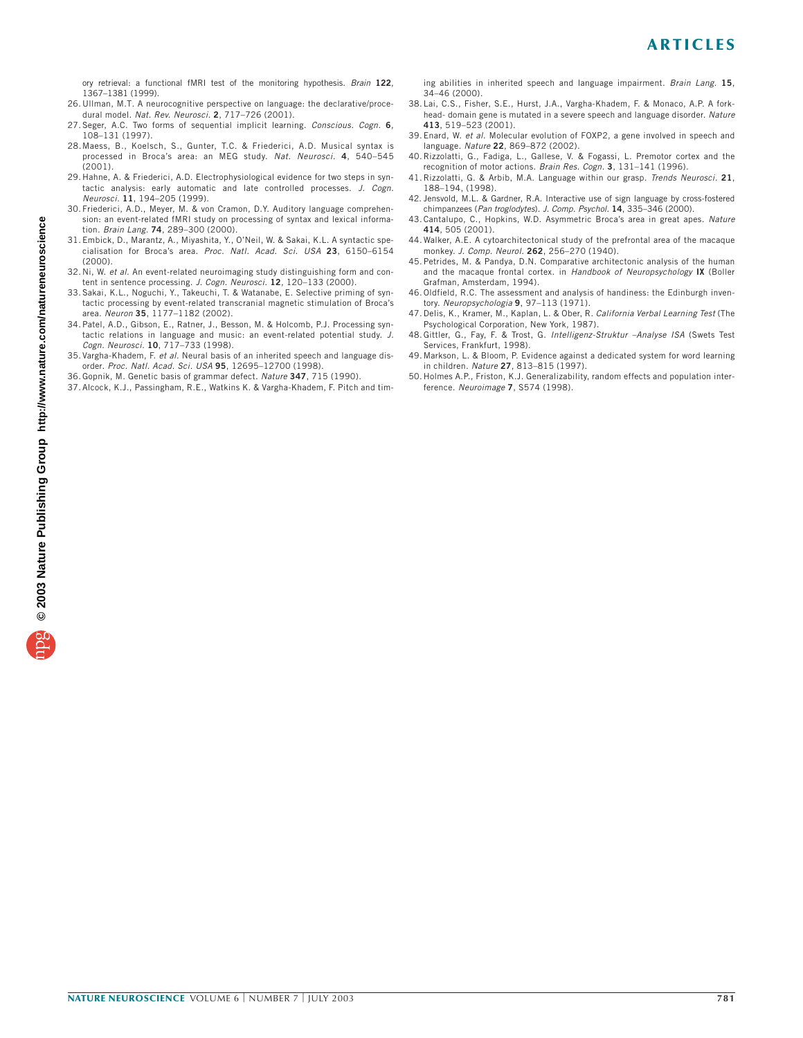ory retrieval: a functional fMRI test of the monitoring hypothesis. *Brain* **122**, 1367–1381 (1999).

26. Ullman, M.T. A neurocognitive perspective on language: the declarative/procedural model. *Nat. Rev. Neurosci*. **2**, 717–726 (2001).
27. Seger, A.C. Two forms of sequential implicit learning. *Conscious. Cogn.* **6**, 108–131 (1997).
28. Maess, B., Koelsch, S., Gunter, T.C. & Friederici, A.D. Musical syntax is processed in Broca's area: an MEG study. *Nat. Neurosci*. **4**, 540–545 (2001).
29. Hahne, A. & Friederici, A.D. Electrophysiological evidence for two steps in syntactic analysis: early automatic and late controlled processes. *J. Cogn. Neurosci*. **11**, 194–205 (1999).
30. Friederici, A.D., Meyer, M. & von Cramon, D.Y. Auditory language comprehension: an event-related fMRI study on processing of syntax and lexical information. *Brain Lang.* **74**, 289–300 (2000).
31. Embick, D., Marantz, A., Miyashita, Y., O'Neil, W. & Sakai, K.L. A syntactic specialisation for Broca's area. *Proc. Natl. Acad. Sci. USA* **23**, 6150–6154 (2000).
32. Ni, W. *et al.* An event-related neuroimaging study distinguishing form and content in sentence processing. *J. Cogn. Neurosci*. **12**, 120–133 (2000).
33. Sakai, K.L., Noguchi, Y., Takeuchi, T. & Watanabe, E. Selective priming of syntactic processing by event-related transcranial magnetic stimulation of Broca's area. *Neuron* **35**, 1177–1182 (2002).
34. Patel, A.D., Gibson, E., Ratner, J., Besson, M. & Holcomb, P.J. Processing syntactic relations in language and music: an event-related potential study. *J. Cogn. Neurosci*. **10**, 717–733 (1998).
35. Vargha-Khadem, F. *et al.* Neural basis of an inherited speech and language disorder. *Proc. Natl. Acad. Sci. USA* **95**, 12695–12700 (1998).
36. Gopnik, M. Genetic basis of grammar defect. *Nature* **347**, 715 (1990).
37. Alcock, K.J., Passingham, R.E., Watkins K. & Vargha-Khadem, F. Pitch and timing abilities in inherited speech and language impairment. *Brain Lang.* **15**, 34–46 (2000).
38. Lai, C.S., Fisher, S.E., Hurst, J.A., Vargha-Khadem, F. & Monaco, A.P. A forkhead- domain gene is mutated in a severe speech and language disorder. *Nature* **413**, 519–523 (2001).
39. Enard, W. *et al.* Molecular evolution of FOXP2, a gene involved in speech and language. *Nature* **22**, 869–872 (2002).
40. Rizzolatti, G., Fadiga, L., Gallese, V. & Fogassi, L. Premotor cortex and the recognition of motor actions. *Brain Res. Cogn*. **3**, 131–141 (1996).
41. Rizzolatti, G. & Arbib, M.A. Language within our grasp. *Trends Neurosci*. **21**, 188–194, (1998).
42. Jensvold, M.L. & Gardner, R.A. Interactive use of sign language by cross-fostered chimpanzees (*Pan troglodytes*). *J. Comp. Psychol.* **14**, 335–346 (2000).
43. Cantalupo, C., Hopkins, W.D. Asymmetric Broca's area in great apes. *Nature* **414**, 505 (2001).
44. Walker, A.E. A cytoarchitectonical study of the prefrontal area of the macaque monkey. *J. Comp. Neurol.* **262**, 256–270 (1940).
45. Petrides, M. & Pandya, D.N. Comparative architectonic analysis of the human and the macaque frontal cortex. in *Handbook of Neuropsychology* **IX** (Boller Grafman, Amsterdam, 1994).
46. Oldfield, R.C. The assessment and analysis of handiness: the Edinburgh inventory. *Neuropsychologia* **9**, 97–113 (1971).
47. Delis, K., Kramer, M., Kaplan, L. & Ober, R. *California Verbal Learning Test* (The Psychological Corporation, New York, 1987).
48. Gittler, G., Fay, F. & Trost, G. *Intelligenz-Struktur –Analyse ISA* (Swets Test Services, Frankfurt, 1998).
49. Markson, L. & Bloom, P. Evidence against a dedicated system for word learning in children. *Nature* **27**, 813–815 (1997).
50. Holmes A.P., Friston, K.J. Generalizability, random effects and population interference. *Neuroimage* **7**, S574 (1998).